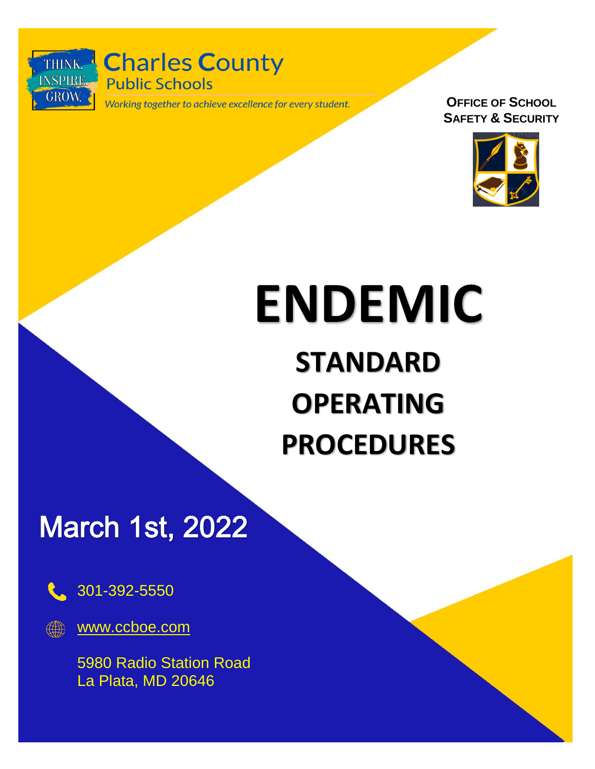Charles County
Public Schools

*Working together to achieve excellence for every student.*

THINK. INSPIRE. GROW.

**OFFICE OF SCHOOL SAFETY & SECURITY**

# ENDEMIC

## STANDARD OPERATING PROCEDURES

## March 1st, 2022

301-392-5550

www.ccboe.com

5980 Radio Station Road
La Plata, MD 20646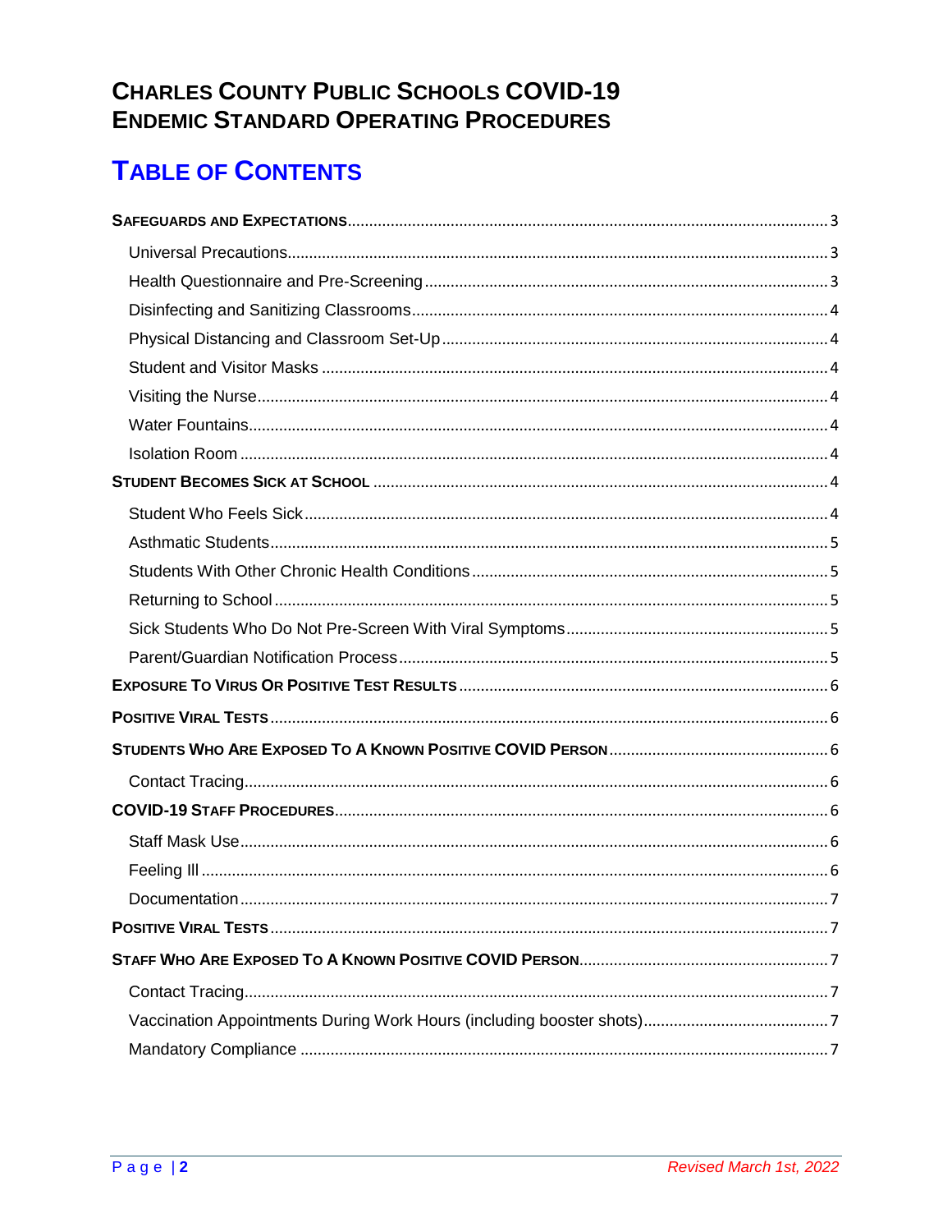# Charles County Public Schools COVID-19 Endemic Standard Operating Procedures

## Table of Contents

**Safeguards and Expectations** .......... 3

- Universal Precautions .......... 3
- Health Questionnaire and Pre-Screening .......... 3
- Disinfecting and Sanitizing Classrooms .......... 4
- Physical Distancing and Classroom Set-Up .......... 4
- Student and Visitor Masks .......... 4
- Visiting the Nurse .......... 4
- Water Fountains .......... 4
- Isolation Room .......... 4

**Student Becomes Sick at School** .......... 4

- Student Who Feels Sick .......... 4
- Asthmatic Students .......... 5
- Students With Other Chronic Health Conditions .......... 5
- Returning to School .......... 5
- Sick Students Who Do Not Pre-Screen With Viral Symptoms .......... 5
- Parent/Guardian Notification Process .......... 5

**Exposure To Virus Or Positive Test Results** .......... 6

**Positive Viral Tests** .......... 6

**Students Who Are Exposed To A Known Positive COVID Person** .......... 6

- Contact Tracing .......... 6

**COVID-19 Staff Procedures** .......... 6

- Staff Mask Use .......... 6
- Feeling Ill .......... 6
- Documentation .......... 7

**Positive Viral Tests** .......... 7

**Staff Who Are Exposed To A Known Positive COVID Person** .......... 7

- Contact Tracing .......... 7
- Vaccination Appointments During Work Hours (including booster shots) .......... 7
- Mandatory Compliance .......... 7

*Revised March 1st, 2022*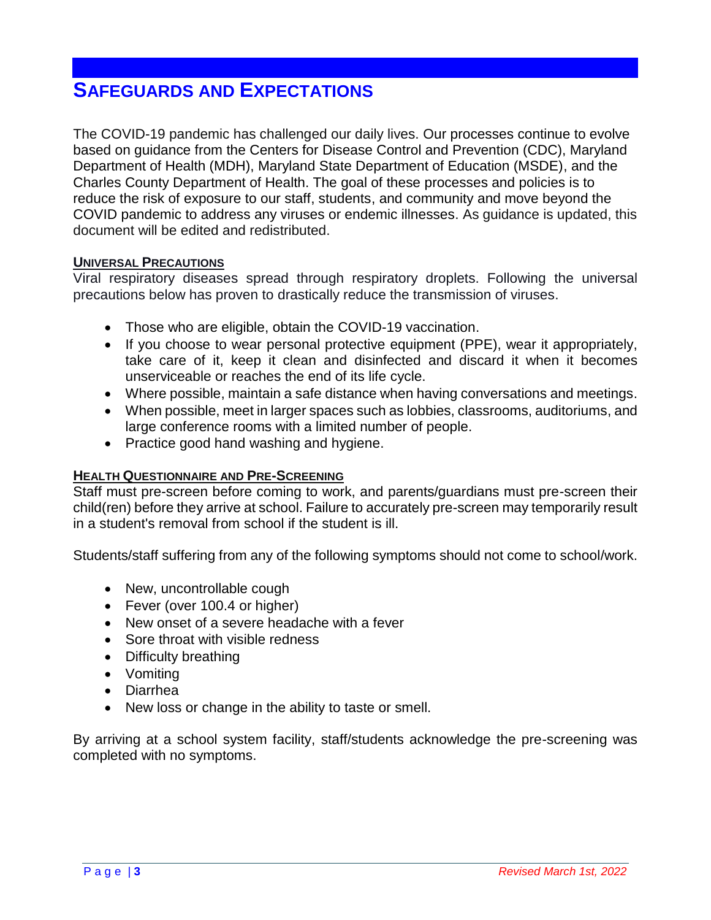# Safeguards and Expectations

The COVID-19 pandemic has challenged our daily lives. Our processes continue to evolve based on guidance from the Centers for Disease Control and Prevention (CDC), Maryland Department of Health (MDH), Maryland State Department of Education (MSDE), and the Charles County Department of Health. The goal of these processes and policies is to reduce the risk of exposure to our staff, students, and community and move beyond the COVID pandemic to address any viruses or endemic illnesses. As guidance is updated, this document will be edited and redistributed.

## Universal Precautions

Viral respiratory diseases spread through respiratory droplets. Following the universal precautions below has proven to drastically reduce the transmission of viruses.

- Those who are eligible, obtain the COVID-19 vaccination.
- If you choose to wear personal protective equipment (PPE), wear it appropriately, take care of it, keep it clean and disinfected and discard it when it becomes unserviceable or reaches the end of its life cycle.
- Where possible, maintain a safe distance when having conversations and meetings.
- When possible, meet in larger spaces such as lobbies, classrooms, auditoriums, and large conference rooms with a limited number of people.
- Practice good hand washing and hygiene.

## Health Questionnaire and Pre-Screening

Staff must pre-screen before coming to work, and parents/guardians must pre-screen their child(ren) before they arrive at school. Failure to accurately pre-screen may temporarily result in a student's removal from school if the student is ill.

Students/staff suffering from any of the following symptoms should not come to school/work.

- New, uncontrollable cough
- Fever (over 100.4 or higher)
- New onset of a severe headache with a fever
- Sore throat with visible redness
- Difficulty breathing
- Vomiting
- Diarrhea
- New loss or change in the ability to taste or smell.

By arriving at a school system facility, staff/students acknowledge the pre-screening was completed with no symptoms.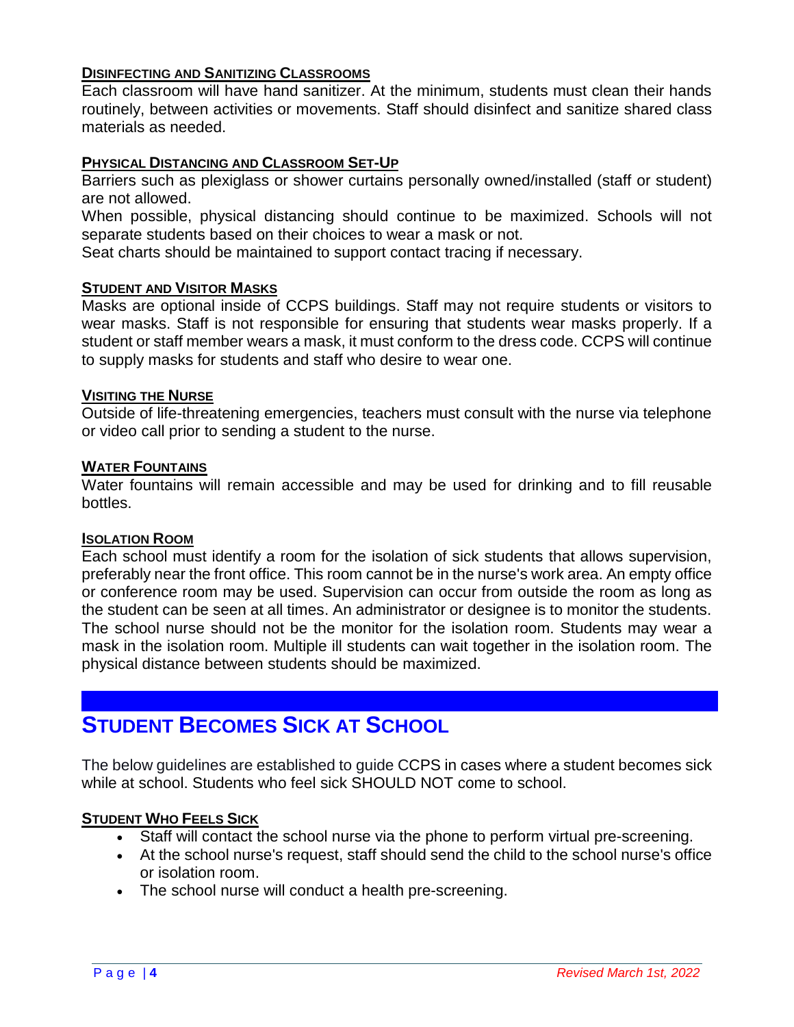### Disinfecting and Sanitizing Classrooms

Each classroom will have hand sanitizer. At the minimum, students must clean their hands routinely, between activities or movements. Staff should disinfect and sanitize shared class materials as needed.

### Physical Distancing and Classroom Set-Up

Barriers such as plexiglass or shower curtains personally owned/installed (staff or student) are not allowed.

When possible, physical distancing should continue to be maximized. Schools will not separate students based on their choices to wear a mask or not.

Seat charts should be maintained to support contact tracing if necessary.

### Student and Visitor Masks

Masks are optional inside of CCPS buildings. Staff may not require students or visitors to wear masks. Staff is not responsible for ensuring that students wear masks properly. If a student or staff member wears a mask, it must conform to the dress code. CCPS will continue to supply masks for students and staff who desire to wear one.

### Visiting the Nurse

Outside of life-threatening emergencies, teachers must consult with the nurse via telephone or video call prior to sending a student to the nurse.

### Water Fountains

Water fountains will remain accessible and may be used for drinking and to fill reusable bottles.

### Isolation Room

Each school must identify a room for the isolation of sick students that allows supervision, preferably near the front office. This room cannot be in the nurse's work area. An empty office or conference room may be used. Supervision can occur from outside the room as long as the student can be seen at all times. An administrator or designee is to monitor the students. The school nurse should not be the monitor for the isolation room. Students may wear a mask in the isolation room. Multiple ill students can wait together in the isolation room. The physical distance between students should be maximized.

## Student Becomes Sick at School

The below guidelines are established to guide CCPS in cases where a student becomes sick while at school. Students who feel sick SHOULD NOT come to school.

### Student Who Feels Sick

- Staff will contact the school nurse via the phone to perform virtual pre-screening.
- At the school nurse's request, staff should send the child to the school nurse's office or isolation room.
- The school nurse will conduct a health pre-screening.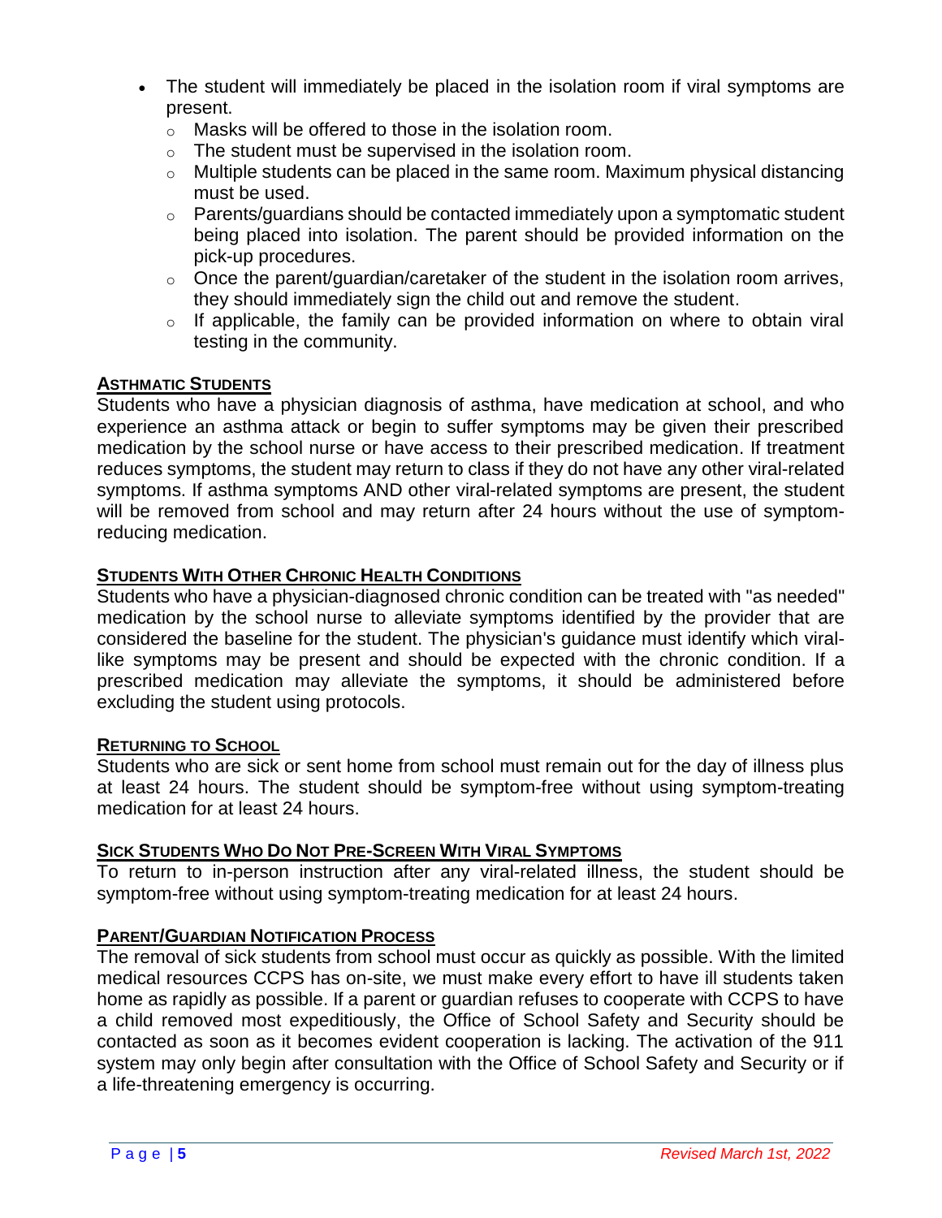- The student will immediately be placed in the isolation room if viral symptoms are present.
    - Masks will be offered to those in the isolation room.
    - The student must be supervised in the isolation room.
    - Multiple students can be placed in the same room. Maximum physical distancing must be used.
    - Parents/guardians should be contacted immediately upon a symptomatic student being placed into isolation. The parent should be provided information on the pick-up procedures.
    - Once the parent/guardian/caretaker of the student in the isolation room arrives, they should immediately sign the child out and remove the student.
    - If applicable, the family can be provided information on where to obtain viral testing in the community.

## ASTHMATIC STUDENTS

Students who have a physician diagnosis of asthma, have medication at school, and who experience an asthma attack or begin to suffer symptoms may be given their prescribed medication by the school nurse or have access to their prescribed medication. If treatment reduces symptoms, the student may return to class if they do not have any other viral-related symptoms. If asthma symptoms AND other viral-related symptoms are present, the student will be removed from school and may return after 24 hours without the use of symptom-reducing medication.

## STUDENTS WITH OTHER CHRONIC HEALTH CONDITIONS

Students who have a physician-diagnosed chronic condition can be treated with "as needed" medication by the school nurse to alleviate symptoms identified by the provider that are considered the baseline for the student. The physician's guidance must identify which viral-like symptoms may be present and should be expected with the chronic condition. If a prescribed medication may alleviate the symptoms, it should be administered before excluding the student using protocols.

## RETURNING TO SCHOOL

Students who are sick or sent home from school must remain out for the day of illness plus at least 24 hours. The student should be symptom-free without using symptom-treating medication for at least 24 hours.

## SICK STUDENTS WHO DO NOT PRE-SCREEN WITH VIRAL SYMPTOMS

To return to in-person instruction after any viral-related illness, the student should be symptom-free without using symptom-treating medication for at least 24 hours.

## PARENT/GUARDIAN NOTIFICATION PROCESS

The removal of sick students from school must occur as quickly as possible. With the limited medical resources CCPS has on-site, we must make every effort to have ill students taken home as rapidly as possible. If a parent or guardian refuses to cooperate with CCPS to have a child removed most expeditiously, the Office of School Safety and Security should be contacted as soon as it becomes evident cooperation is lacking. The activation of the 911 system may only begin after consultation with the Office of School Safety and Security or if a life-threatening emergency is occurring.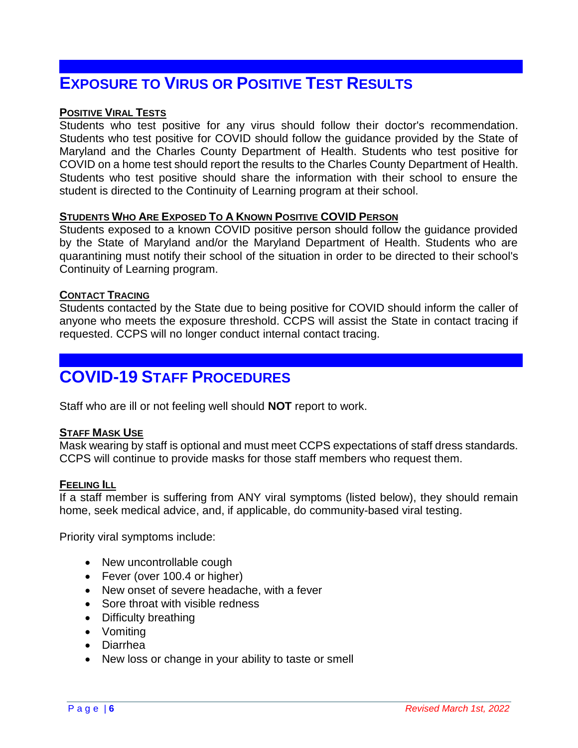## EXPOSURE TO VIRUS OR POSITIVE TEST RESULTS

### POSITIVE VIRAL TESTS

Students who test positive for any virus should follow their doctor's recommendation. Students who test positive for COVID should follow the guidance provided by the State of Maryland and the Charles County Department of Health. Students who test positive for COVID on a home test should report the results to the Charles County Department of Health. Students who test positive should share the information with their school to ensure the student is directed to the Continuity of Learning program at their school.

### STUDENTS WHO ARE EXPOSED TO A KNOWN POSITIVE COVID PERSON

Students exposed to a known COVID positive person should follow the guidance provided by the State of Maryland and/or the Maryland Department of Health. Students who are quarantining must notify their school of the situation in order to be directed to their school's Continuity of Learning program.

### CONTACT TRACING

Students contacted by the State due to being positive for COVID should inform the caller of anyone who meets the exposure threshold. CCPS will assist the State in contact tracing if requested. CCPS will no longer conduct internal contact tracing.

## COVID-19 STAFF PROCEDURES

Staff who are ill or not feeling well should **NOT** report to work.

### STAFF MASK USE

Mask wearing by staff is optional and must meet CCPS expectations of staff dress standards. CCPS will continue to provide masks for those staff members who request them.

### FEELING ILL

If a staff member is suffering from ANY viral symptoms (listed below), they should remain home, seek medical advice, and, if applicable, do community-based viral testing.

Priority viral symptoms include:

- New uncontrollable cough
- Fever (over 100.4 or higher)
- New onset of severe headache, with a fever
- Sore throat with visible redness
- Difficulty breathing
- Vomiting
- Diarrhea
- New loss or change in your ability to taste or smell

*Revised March 1st, 2022*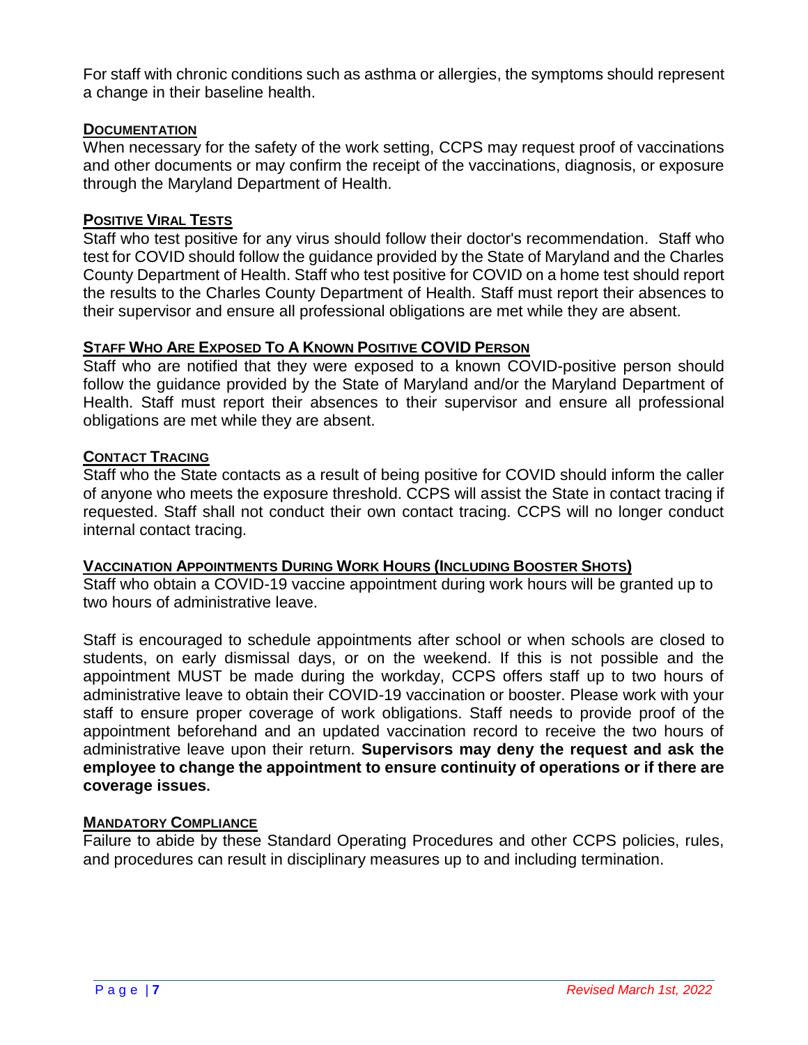For staff with chronic conditions such as asthma or allergies, the symptoms should represent a change in their baseline health.

## DOCUMENTATION

When necessary for the safety of the work setting, CCPS may request proof of vaccinations and other documents or may confirm the receipt of the vaccinations, diagnosis, or exposure through the Maryland Department of Health.

## POSITIVE VIRAL TESTS

Staff who test positive for any virus should follow their doctor's recommendation. Staff who test for COVID should follow the guidance provided by the State of Maryland and the Charles County Department of Health. Staff who test positive for COVID on a home test should report the results to the Charles County Department of Health. Staff must report their absences to their supervisor and ensure all professional obligations are met while they are absent.

## STAFF WHO ARE EXPOSED TO A KNOWN POSITIVE COVID PERSON

Staff who are notified that they were exposed to a known COVID-positive person should follow the guidance provided by the State of Maryland and/or the Maryland Department of Health. Staff must report their absences to their supervisor and ensure all professional obligations are met while they are absent.

## CONTACT TRACING

Staff who the State contacts as a result of being positive for COVID should inform the caller of anyone who meets the exposure threshold. CCPS will assist the State in contact tracing if requested. Staff shall not conduct their own contact tracing. CCPS will no longer conduct internal contact tracing.

## VACCINATION APPOINTMENTS DURING WORK HOURS (INCLUDING BOOSTER SHOTS)

Staff who obtain a COVID-19 vaccine appointment during work hours will be granted up to two hours of administrative leave.

Staff is encouraged to schedule appointments after school or when schools are closed to students, on early dismissal days, or on the weekend. If this is not possible and the appointment MUST be made during the workday, CCPS offers staff up to two hours of administrative leave to obtain their COVID-19 vaccination or booster. Please work with your staff to ensure proper coverage of work obligations. Staff needs to provide proof of the appointment beforehand and an updated vaccination record to receive the two hours of administrative leave upon their return. **Supervisors may deny the request and ask the employee to change the appointment to ensure continuity of operations or if there are coverage issues.**

## MANDATORY COMPLIANCE

Failure to abide by these Standard Operating Procedures and other CCPS policies, rules, and procedures can result in disciplinary measures up to and including termination.